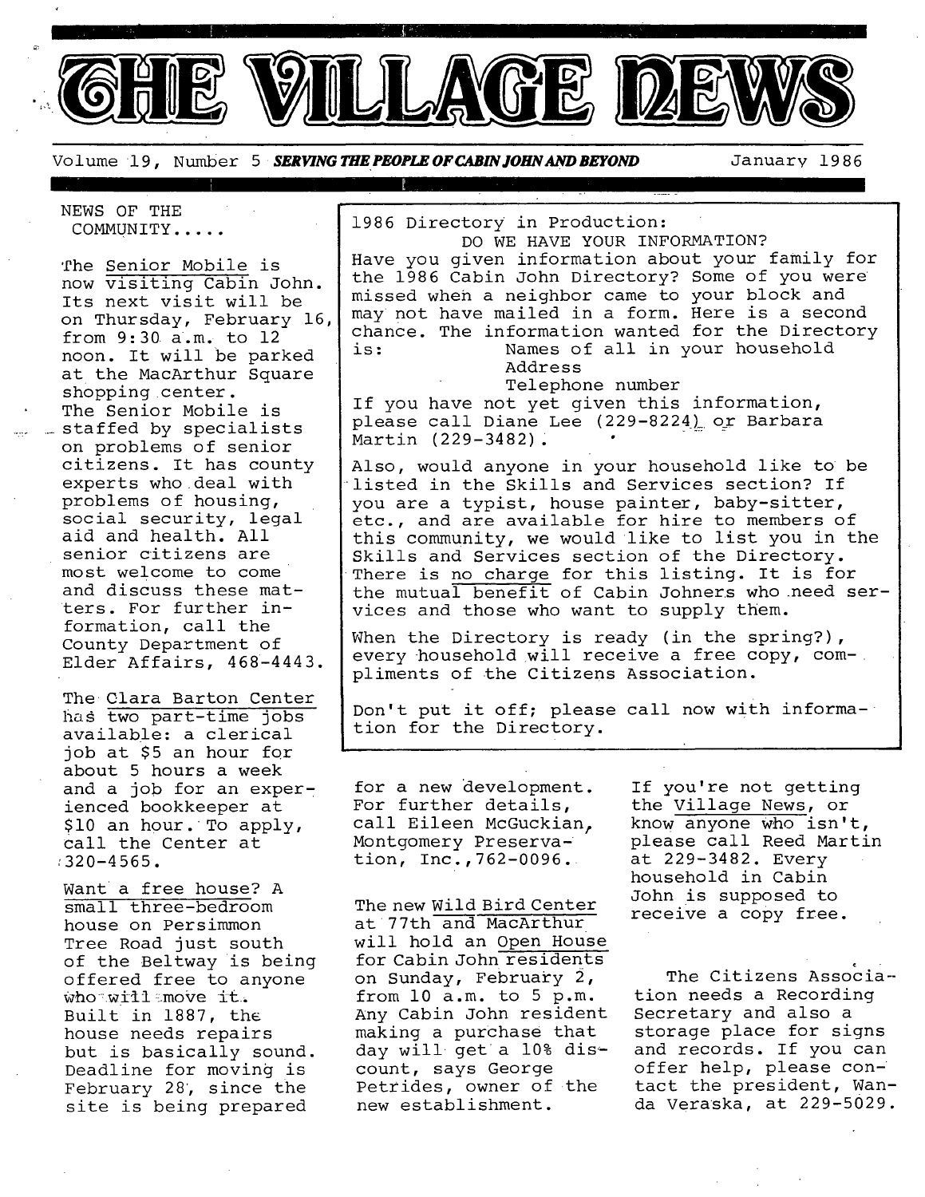# THE VILLAGE NEWS

Volume 19, Number 5 ***SERVING THE PEOPLE OF CABIN JOHN AND BEYOND*** January 1986

## NEWS OF THE COMMUNITY.....

The Senior Mobile is now visiting Cabin John. Its next visit will be on Thursday, February 16, from 9:30 a.m. to 12 noon. It will be parked at the MacArthur Square shopping center. The Senior Mobile is staffed by specialists on problems of senior citizens. It has county experts who deal with problems of housing, social security, legal aid and health. All senior citizens are most welcome to come and discuss these matters. For further information, call the County Department of Elder Affairs, 468-4443.

The Clara Barton Center has two part-time jobs available: a clerical job at $5 an hour for about 5 hours a week and a job for an experienced bookkeeper at $10 an hour. To apply, call the Center at 320-4565.

Want a free house? A small three-bedroom house on Persimmon Tree Road just south of the Beltway is being offered free to anyone who will move it. Built in 1887, the house needs repairs but is basically sound. Deadline for moving is February 28, since the site is being prepared for a new development. For further details, call Eileen McGuckian, Montgomery Preservation, Inc., 762-0096.

The new Wild Bird Center at 77th and MacArthur will hold an Open House for Cabin John residents on Sunday, February 2, from 10 a.m. to 5 p.m. Any Cabin John resident making a purchase that day will get a 10% discount, says George Petrides, owner of the new establishment.

If you're not getting the Village News, or know anyone who isn't, please call Reed Martin at 229-3482. Every household in Cabin John is supposed to receive a copy free.

The Citizens Association needs a Recording Secretary and also a storage place for signs and records. If you can offer help, please contact the president, Wanda Veraska, at 229-5029.

---

**1986 Directory in Production:**
**DO WE HAVE YOUR INFORMATION?**

Have you given information about your family for the 1986 Cabin John Directory? Some of you were missed when a neighbor came to your block and may not have mailed in a form. Here is a second chance. The information wanted for the Directory is:

- Names of all in your household
- Address
- Telephone number

If you have not yet given this information, please call Diane Lee (229-8224) or Barbara Martin (229-3482).

Also, would anyone in your household like to be listed in the Skills and Services section? If you are a typist, house painter, baby-sitter, etc., and are available for hire to members of this community, we would like to list you in the Skills and Services section of the Directory. There is no charge for this listing. It is for the mutual benefit of Cabin Johners who need services and those who want to supply them.

When the Directory is ready (in the spring?), every household will receive a free copy, compliments of the Citizens Association.

Don't put it off; please call now with information for the Directory.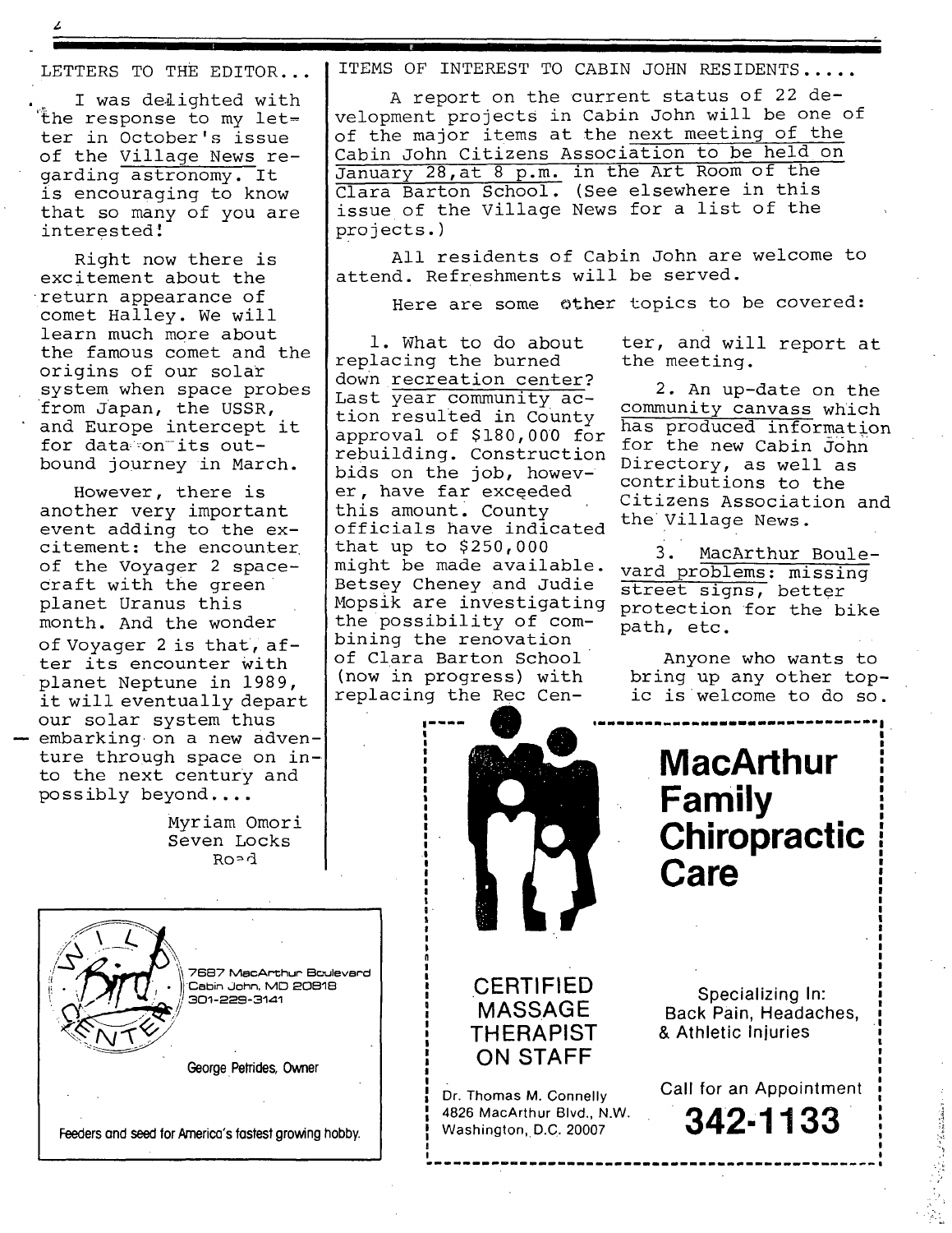LETTERS TO THE EDITOR...

I was delighted with the response to my letter in October's issue of the Village News regarding astronomy. It is encouraging to know that so many of you are interested!

Right now there is excitement about the return appearance of comet Halley. We will learn much more about the famous comet and the origins of our solar system when space probes from Japan, the USSR, and Europe intercept it for data on its outbound journey in March.

However, there is another very important event adding to the excitement: the encounter of the Voyager 2 spacecraft with the green planet Uranus this month. And the wonder of Voyager 2 is that, after its encounter with planet Neptune in 1989, it will eventually depart our solar system thus — embarking on a new adventure through space on into the next century and possibly beyond....

Myriam Omori
Seven Locks Road

ITEMS OF INTEREST TO CABIN JOHN RESIDENTS.....

A report on the current status of 22 development projects in Cabin John will be one of of the major items at the next meeting of the Cabin John Citizens Association to be held on January 28, at 8 p.m. in the Art Room of the Clara Barton School. (See elsewhere in this issue of the Village News for a list of the projects.)

All residents of Cabin John are welcome to attend. Refreshments will be served.

Here are some other topics to be covered:

1. What to do about replacing the burned down recreation center? Last year community action resulted in County approval of $180,000 for rebuilding. Construction bids on the job, however, have far exceeded this amount. County officials have indicated that up to $250,000 might be made available. Betsey Cheney and Judie Mopsik are investigating the possibility of combining the renovation of Clara Barton School (now in progress) with replacing the Rec Center, and will report at the meeting.

2. An up-date on the community canvass which has produced information for the new Cabin John Directory, as well as contributions to the Citizens Association and the Village News.

3. MacArthur Boulevard problems: missing street signs, better protection for the bike path, etc.

Anyone who wants to bring up any other topic is welcome to do so.

---

WILD BIRD CENTER
7687 MacArthur Boulevard
Cabin John, MD 20818
301-229-3141

George Petrides, Owner

Feeders and seed for America's fastest growing hobby.

---

**MacArthur Family Chiropractic Care**

CERTIFIED MASSAGE THERAPIST ON STAFF

Specializing In:
Back Pain, Headaches, & Athletic Injuries

Dr. Thomas M. Connelly
4826 MacArthur Blvd., N.W.
Washington, D.C. 20007

Call for an Appointment
**342-1133**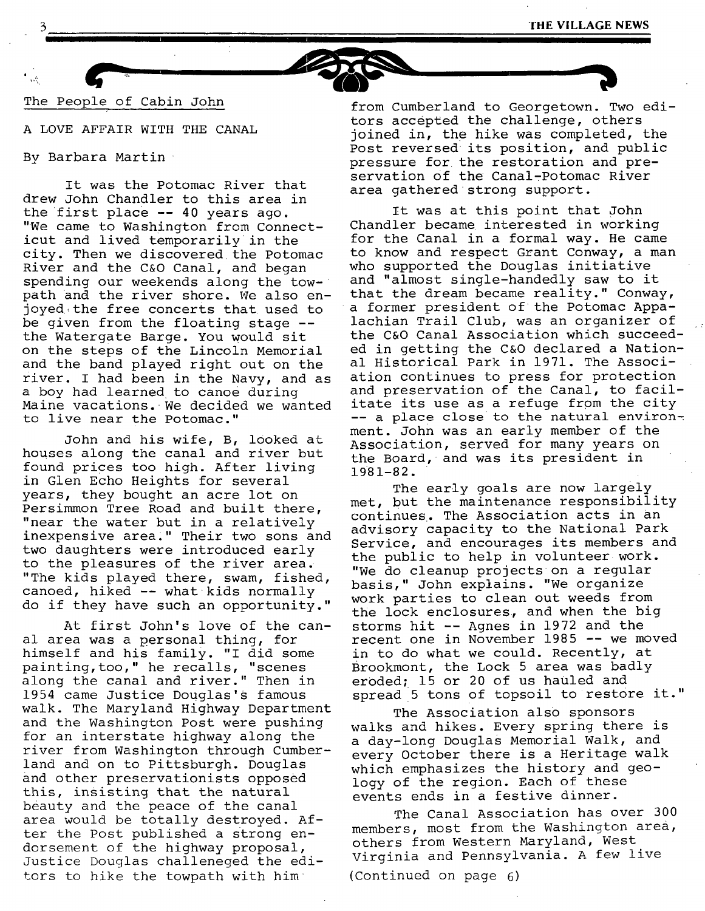The People of Cabin John

## A LOVE AFFAIR WITH THE CANAL

By Barbara Martin

It was the Potomac River that drew John Chandler to this area in the first place -- 40 years ago. "We came to Washington from Connecticut and lived temporarily in the city. Then we discovered the Potomac River and the C&O Canal, and began spending our weekends along the towpath and the river shore. We also enjoyed the free concerts that used to be given from the floating stage -- the Watergate Barge. You would sit on the steps of the Lincoln Memorial and the band played right out on the river. I had been in the Navy, and as a boy had learned to canoe during Maine vacations. We decided we wanted to live near the Potomac."

John and his wife, B, looked at houses along the canal and river but found prices too high. After living in Glen Echo Heights for several years, they bought an acre lot on Persimmon Tree Road and built there, "near the water but in a relatively inexpensive area." Their two sons and two daughters were introduced early to the pleasures of the river area. "The kids played there, swam, fished, canoed, hiked -- what kids normally do if they have such an opportunity."

At first John's love of the canal area was a personal thing, for himself and his family. "I did some painting,too," he recalls, "scenes along the canal and river." Then in 1954 came Justice Douglas's famous walk. The Maryland Highway Department and the Washington Post were pushing for an interstate highway along the river from Washington through Cumberland and on to Pittsburgh. Douglas and other preservationists opposed this, insisting that the natural beauty and the peace of the canal area would be totally destroyed. After the Post published a strong endorsement of the highway proposal, Justice Douglas challeneged the editors to hike the towpath with him from Cumberland to Georgetown. Two editors accepted the challenge, others joined in, the hike was completed, the Post reversed its position, and public pressure for the restoration and preservation of the Canal-Potomac River area gathered strong support.

It was at this point that John Chandler became interested in working for the Canal in a formal way. He came to know and respect Grant Conway, a man who supported the Douglas initiative and "almost single-handedly saw to it that the dream became reality." Conway, a former president of the Potomac Appalachian Trail Club, was an organizer of the C&O Canal Association which succeeded in getting the C&O declared a National Historical Park in 1971. The Association continues to press for protection and preservation of the Canal, to facilitate its use as a refuge from the city -- a place close to the natural environment. John was an early member of the Association, served for many years on the Board, and was its president in 1981-82.

The early goals are now largely met, but the maintenance responsibility continues. The Association acts in an advisory capacity to the National Park Service, and encourages its members and the public to help in volunteer work. "We do cleanup projects on a regular basis," John explains. "We organize work parties to clean out weeds from the lock enclosures, and when the big storms hit -- Agnes in 1972 and the recent one in November 1985 -- we moved in to do what we could. Recently, at Brookmont, the Lock 5 area was badly eroded; 15 or 20 of us hauled and spread 5 tons of topsoil to restore it."

The Association also sponsors walks and hikes. Every spring there is a day-long Douglas Memorial Walk, and every October there is a Heritage walk which emphasizes the history and geology of the region. Each of these events ends in a festive dinner.

The Canal Association has over 300 members, most from the Washington area, others from Western Maryland, West Virginia and Pennsylvania. A few live

(Continued on page 6)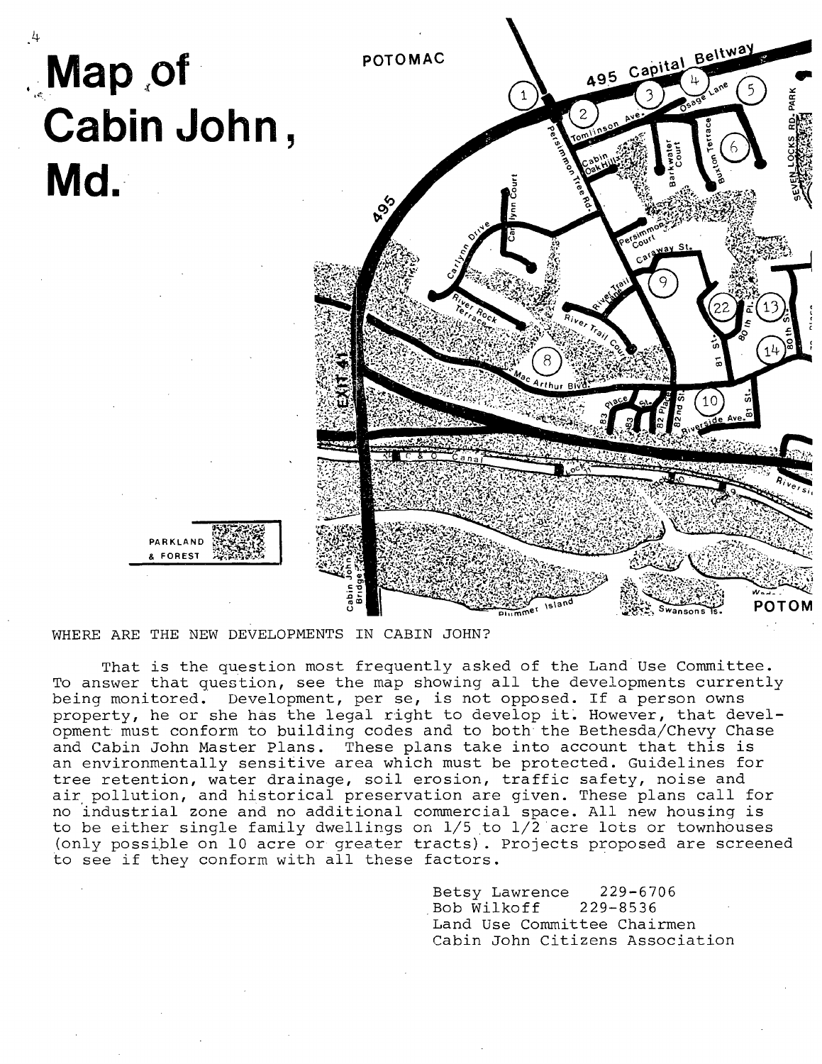# Map of Cabin John, Md.

WHERE ARE THE NEW DEVELOPMENTS IN CABIN JOHN?

That is the question most frequently asked of the Land Use Committee. To answer that question, see the map showing all the developments currently being monitored. Development, per se, is not opposed. If a person owns property, he or she has the legal right to develop it. However, that development must conform to building codes and to both the Bethesda/Chevy Chase and Cabin John Master Plans. These plans take into account that this is an environmentally sensitive area which must be protected. Guidelines for tree retention, water drainage, soil erosion, traffic safety, noise and air pollution, and historical preservation are given. These plans call for no industrial zone and no additional commercial space. All new housing is to be either single family dwellings on 1/5 to 1/2 acre lots or townhouses (only possible on 10 acre or greater tracts). Projects proposed are screened to see if they conform with all these factors.

Betsy Lawrence 229-6706
Bob Wilkoff 229-8536
Land Use Committee Chairmen
Cabin John Citizens Association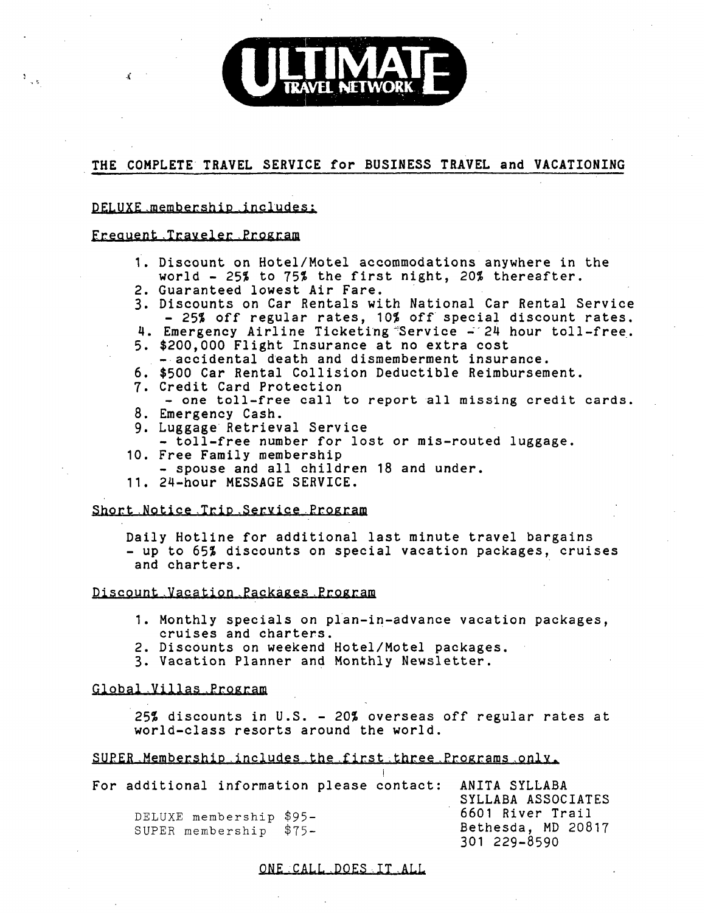# ULTIMATE TRAVEL NETWORK

## THE COMPLETE TRAVEL SERVICE for BUSINESS TRAVEL and VACATIONING

DELUXE membership includes:

### Frequent Traveler Program

1. Discount on Hotel/Motel accommodations anywhere in the world - 25% to 75% the first night, 20% thereafter.
2. Guaranteed lowest Air Fare.
3. Discounts on Car Rentals with National Car Rental Service - 25% off regular rates, 10% off special discount rates.
4. Emergency Airline Ticketing Service - 24 hour toll-free.
5. $200,000 Flight Insurance at no extra cost - accidental death and dismemberment insurance.
6. $500 Car Rental Collision Deductible Reimbursement.
7. Credit Card Protection - one toll-free call to report all missing credit cards.
8. Emergency Cash.
9. Luggage Retrieval Service - toll-free number for lost or mis-routed luggage.
10. Free Family membership - spouse and all children 18 and under.
11. 24-hour MESSAGE SERVICE.

### Short Notice Trip Service Program

Daily Hotline for additional last minute travel bargains - up to 65% discounts on special vacation packages, cruises and charters.

### Discount Vacation Packages Program

1. Monthly specials on plan-in-advance vacation packages, cruises and charters.
2. Discounts on weekend Hotel/Motel packages.
3. Vacation Planner and Monthly Newsletter.

### Global Villas Program

25% discounts in U.S. - 20% overseas off regular rates at world-class resorts around the world.

SUPER Membership includes the first three Programs only.

For additional information please contact:

ANITA SYLLABA
SYLLABA ASSOCIATES
6601 River Trail
Bethesda, MD 20817
301 229-8590

DELUXE membership $95-
SUPER membership $75-

ONE CALL DOES IT ALL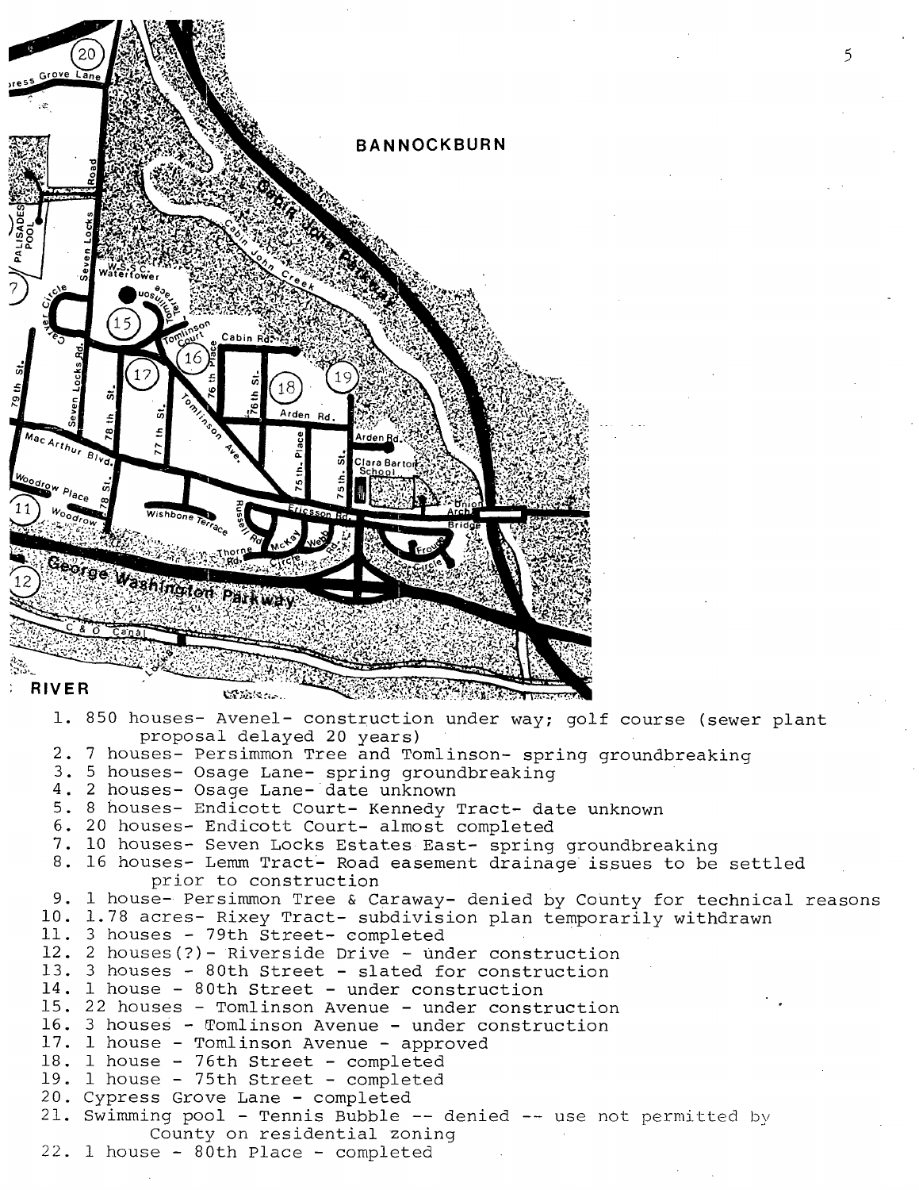BANNOCKBURN

1. 850 houses- Avenel- construction under way; golf course (sewer plant proposal delayed 20 years)
2. 7 houses- Persimmon Tree and Tomlinson- spring groundbreaking
3. 5 houses- Osage Lane- spring groundbreaking
4. 2 houses- Osage Lane- date unknown
5. 8 houses- Endicott Court- Kennedy Tract- date unknown
6. 20 houses- Endicott Court- almost completed
7. 10 houses- Seven Locks Estates East- spring groundbreaking
8. 16 houses- Lemm Tract- Road easement drainage issues to be settled prior to construction
9. 1 house- Persimmon Tree & Caraway- denied by County for technical reasons
10. 1.78 acres- Rixey Tract- subdivision plan temporarily withdrawn
11. 3 houses - 79th Street- completed
12. 2 houses(?)- Riverside Drive - under construction
13. 3 houses - 80th Street - slated for construction
14. 1 house - 80th Street - under construction
15. 22 houses - Tomlinson Avenue - under construction
16. 3 houses - Tomlinson Avenue - under construction
17. 1 house - Tomlinson Avenue - approved
18. 1 house - 76th Street - completed
19. 1 house - 75th Street - completed
20. Cypress Grove Lane - completed
21. Swimming pool - Tennis Bubble -- denied -- use not permitted by County on residential zoning
22. 1 house - 80th Place - completed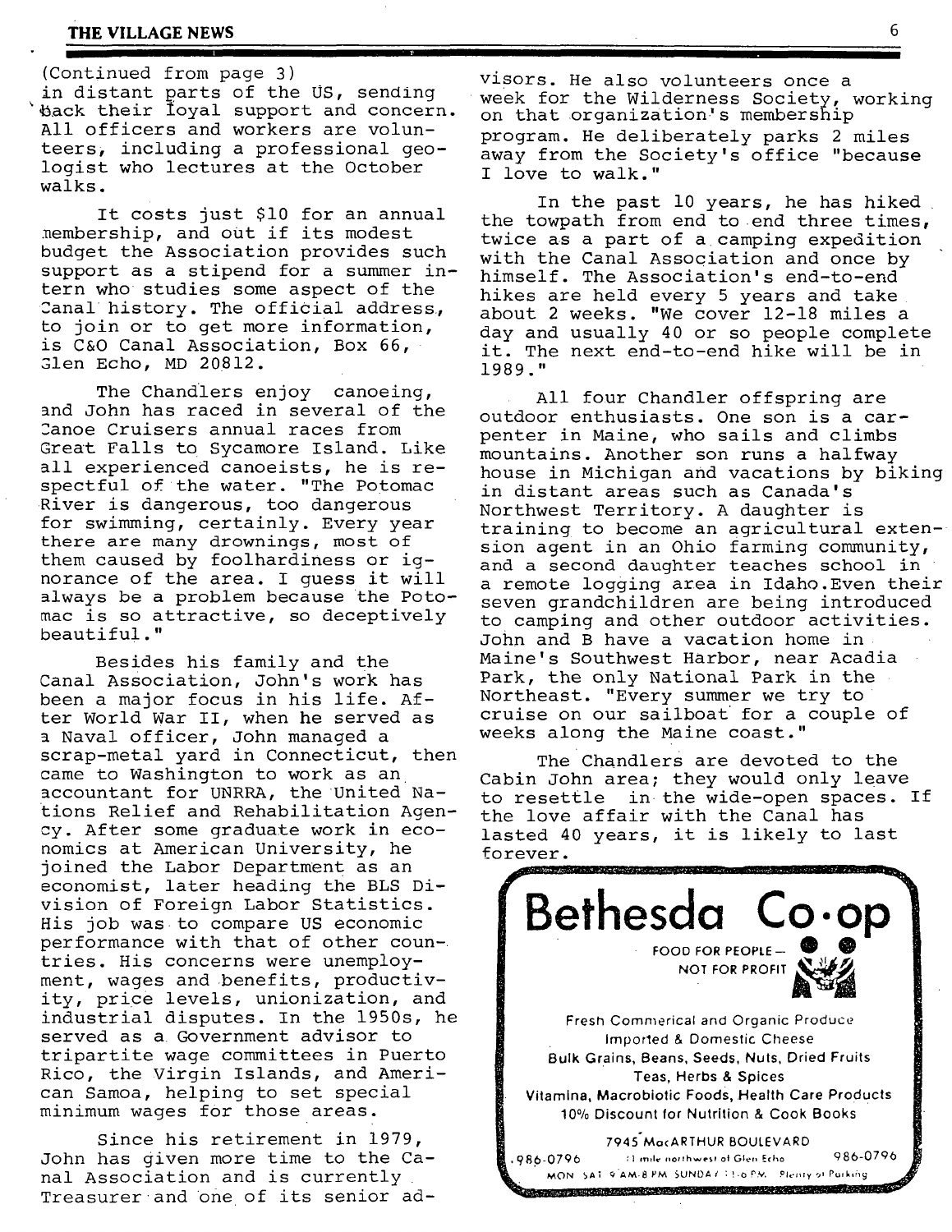(Continued from page 3)
in distant parts of the US, sending back their loyal support and concern. All officers and workers are volunteers, including a professional geologist who lectures at the October walks.

It costs just $10 for an annual membership, and out if its modest budget the Association provides such support as a stipend for a summer intern who studies some aspect of the Canal history. The official address, to join or to get more information, is C&O Canal Association, Box 66, Glen Echo, MD 20812.

The Chandlers enjoy canoeing, and John has raced in several of the Canoe Cruisers annual races from Great Falls to Sycamore Island. Like all experienced canoeists, he is respectful of the water. "The Potomac River is dangerous, too dangerous for swimming, certainly. Every year there are many drownings, most of them caused by foolhardiness or ignorance of the area. I guess it will always be a problem because the Potomac is so attractive, so deceptively beautiful."

Besides his family and the Canal Association, John's work has been a major focus in his life. After World War II, when he served as a Naval officer, John managed a scrap-metal yard in Connecticut, then came to Washington to work as an accountant for UNRRA, the United Nations Relief and Rehabilitation Agency. After some graduate work in economics at American University, he joined the Labor Department as an economist, later heading the BLS Division of Foreign Labor Statistics. His job was to compare US economic performance with that of other countries. His concerns were unemployment, wages and benefits, productivity, price levels, unionization, and industrial disputes. In the 1950s, he served as a Government advisor to tripartite wage committees in Puerto Rico, the Virgin Islands, and American Samoa, helping to set special minimum wages for those areas.

Since his retirement in 1979, John has given more time to the Canal Association and is currently Treasurer and one of its senior advisors. He also volunteers once a week for the Wilderness Society, working on that organization's membership program. He deliberately parks 2 miles away from the Society's office "because I love to walk."

In the past 10 years, he has hiked the towpath from end to end three times, twice as a part of a camping expedition with the Canal Association and once by himself. The Association's end-to-end hikes are held every 5 years and take about 2 weeks. "We cover 12-18 miles a day and usually 40 or so people complete it. The next end-to-end hike will be in 1989."

All four Chandler offspring are outdoor enthusiasts. One son is a carpenter in Maine, who sails and climbs mountains. Another son runs a halfway house in Michigan and vacations by biking in distant areas such as Canada's Northwest Territory. A daughter is training to become an agricultural extension agent in an Ohio farming community, and a second daughter teaches school in a remote logging area in Idaho.Even their seven grandchildren are being introduced to camping and other outdoor activities. John and B have a vacation home in Maine's Southwest Harbor, near Acadia Park, the only National Park in the Northeast. "Every summer we try to cruise on our sailboat for a couple of weeks along the Maine coast."

The Chandlers are devoted to the Cabin John area; they would only leave to resettle in the wide-open spaces. If the love affair with the Canal has lasted 40 years, it is likely to last forever.

**Bethesda Co·op**

FOOD FOR PEOPLE — NOT FOR PROFIT

Fresh Commerical and Organic Produce
Imported & Domestic Cheese
Bulk Grains, Beans, Seeds, Nuts, Dried Fruits
Teas, Herbs & Spices
Vitamins, Macrobiotic Foods, Health Care Products
10% Discount for Nutrition & Cook Books

7945 MacARTHUR BOULEVARD
986-0796 (1 mile northwest of Glen Echo) 986-0796
MON SAT 9 AM-8 PM SUNDAY 11-6 P.M. Plenty of Parking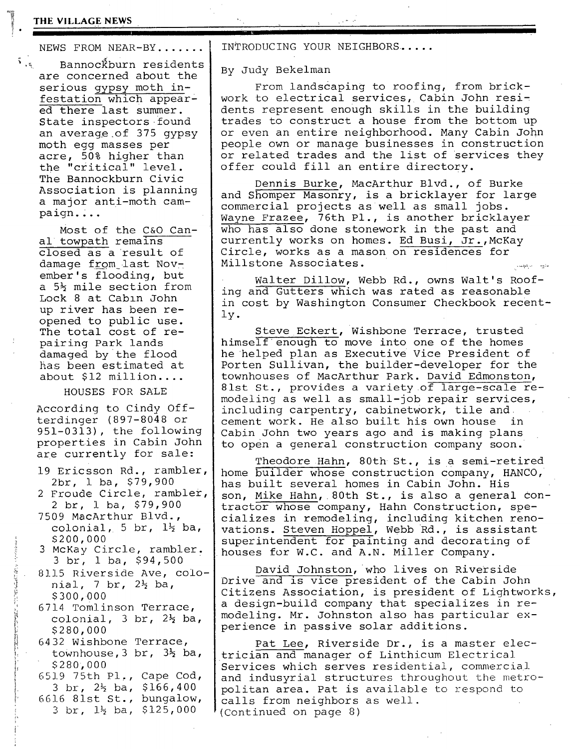NEWS FROM NEAR-BY.......

Bannockburn residents are concerned about the serious gypsy moth infestation which appeared there last summer. State inspectors found an average of 375 gypsy moth egg masses per acre, 50% higher than the "critical" level. The Bannockburn Civic Association is planning a major anti-moth campaign....

Most of the C&O Canal towpath remains closed as a result of damage from last November's flooding, but a 5½ mile section from Lock 8 at Cabin John up river has been reopened to public use. The total cost of repairing Park lands damaged by the flood has been estimated at about $12 million....

HOUSES FOR SALE

According to Cindy Offterdinger (897-8048 or 951-0313), the following properties in Cabin John are currently for sale:

- 19 Ericsson Rd., rambler, 2br, 1 ba, $79,900
- 2 Froude Circle, rambler, 2 br, 1 ba, $79,900
- 7509 MacArthur Blvd., colonial, 5 br, 1½ ba, $200,000
- 3 McKay Circle, rambler. 3 br, 1 ba, $94,500
- 8115 Riverside Ave, colonial, 7 br, 2½ ba, $300,000
- 6714 Tomlinson Terrace, colonial, 3 br, 2½ ba, $280,000
- 6432 Wishbone Terrace, townhouse, 3 br, 3½ ba, $280,000
- 6519 75th Pl., Cape Cod, 3 br, 2½ ba, $166,400
- 6616 81st St., bungalow, 3 br, 1½ ba, $125,000

INTRODUCING YOUR NEIGHBORS.....

By Judy Bekelman

From landscaping to roofing, from brickwork to electrical services, Cabin John residents represent enough skills in the building trades to construct a house from the bottom up or even an entire neighborhood. Many Cabin John people own or manage businesses in construction or related trades and the list of services they offer could fill an entire directory.

Dennis Burke, MacArthur Blvd., of Burke and Shomper Masonry, is a bricklayer for large commercial projects as well as small jobs. Wayne Frazee, 76th Pl., is another bricklayer who has also done stonework in the past and currently works on homes. Ed Busi, Jr., McKay Circle, works as a mason on residences for Millstone Associates.

Walter Dillow, Webb Rd., owns Walt's Roofing and Gutters which was rated as reasonable in cost by Washington Consumer Checkbook recently.

Steve Eckert, Wishbone Terrace, trusted himself enough to move into one of the homes he helped plan as Executive Vice President of Porten Sullivan, the builder-developer for the townhouses of MacArthur Park. David Edmonston, 81st St., provides a variety of large-scale remodeling as well as small-job repair services, including carpentry, cabinetwork, tile and cement work. He also built his own house in Cabin John two years ago and is making plans to open a general construction company soon.

Theodore Hahn, 80th St., is a semi-retired home builder whose construction company, HANCO, has built several homes in Cabin John. His son, Mike Hahn, 80th St., is also a general contractor whose company, Hahn Construction, specializes in remodeling, including kitchen renovations. Steven Hoppel, Webb Rd., is assistant superintendent for painting and decorating of houses for W.C. and A.N. Miller Company.

David Johnston, who lives on Riverside Drive and is vice president of the Cabin John Citizens Association, is president of Lightworks, a design-build company that specializes in remodeling. Mr. Johnston also has particular experience in passive solar additions.

Pat Lee, Riverside Dr., is a master electrician and manager of Linthicum Electrical Services which serves residential, commercial and indusyrial structures throughout the metropolitan area. Pat is available to respond to calls from neighbors as well.

(Continued on page 8)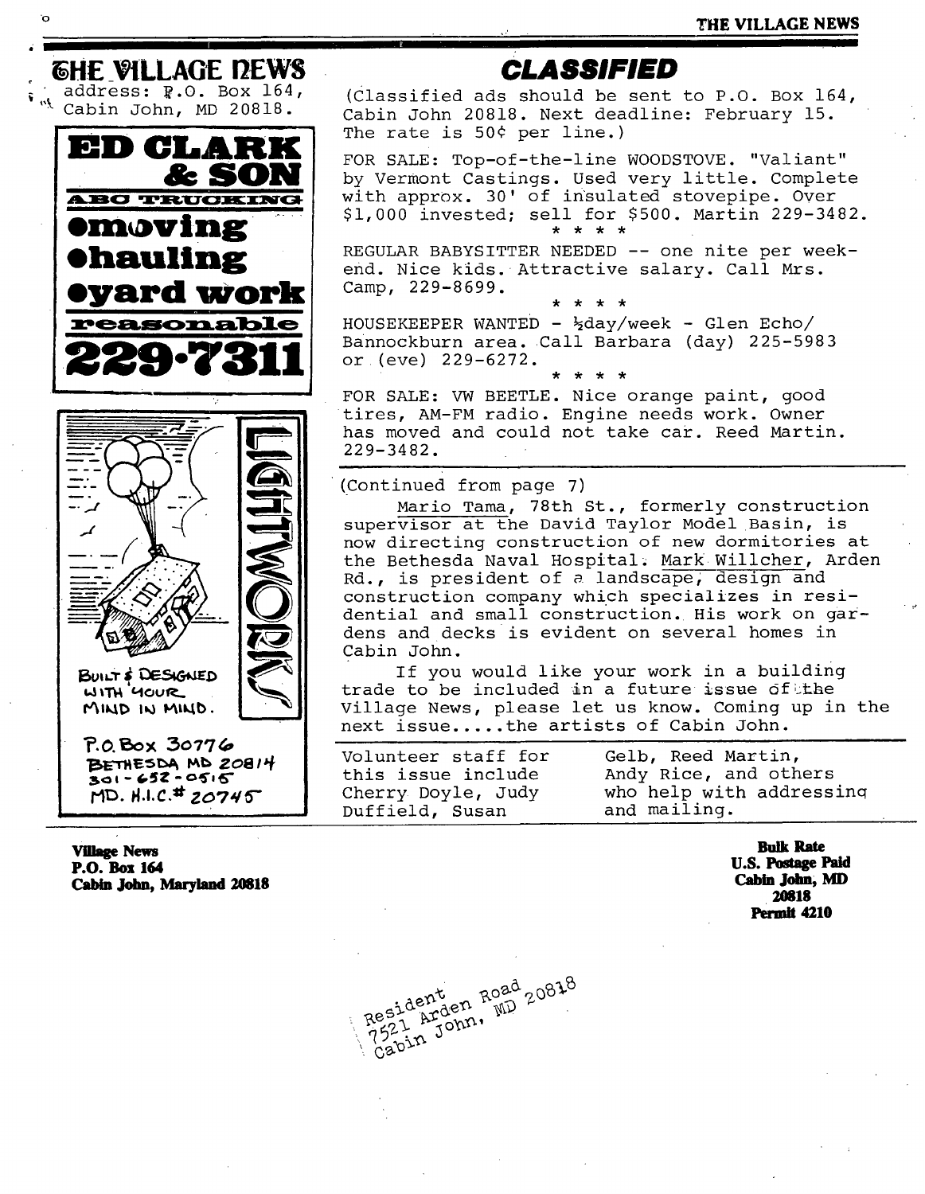THE VILLAGE NEWS
address: P.O. Box 164,
Cabin John, MD 20818.

**ED CLARK & SON**

**ABC TRUCKING**

**•moving**
**•hauling**
**•yard work**

**reasonable**

**229-7311**

LIGHTWORKS

BUILT & DESIGNED WITH YOUR MIND IN MIND.

P.O. Box 30776
BETHESDA MD 20814
301-652-0515
MD. H.I.C.# 20745

## CLASSIFIED

(Classified ads should be sent to P.O. Box 164, Cabin John 20818. Next deadline: February 15. The rate is 50¢ per line.)

FOR SALE: Top-of-the-line WOODSTOVE. "Valiant" by Vermont Castings. Used very little. Complete with approx. 30' of insulated stovepipe. Over $1,000 invested; sell for $500. Martin 229-3482.

\* \* \* \*

REGULAR BABYSITTER NEEDED -- one nite per week-end. Nice kids. Attractive salary. Call Mrs. Camp, 229-8699.

\* \* \* \*

HOUSEKEEPER WANTED - ½day/week - Glen Echo/ Bannockburn area. Call Barbara (day) 225-5983 or (eve) 229-6272.

\* \* \* \*

FOR SALE: VW BEETLE. Nice orange paint, good tires, AM-FM radio. Engine needs work. Owner has moved and could not take car. Reed Martin. 229-3482.

---

(Continued from page 7)

Mario Tama, 78th St., formerly construction supervisor at the David Taylor Model Basin, is now directing construction of new dormitories at the Bethesda Naval Hospital. Mark Willcher, Arden Rd., is president of a landscape, design and construction company which specializes in residential and small construction. His work on gardens and decks is evident on several homes in Cabin John.

If you would like your work in a building trade to be included in a future issue of the Village News, please let us know. Coming up in the next issue.....the artists of Cabin John.

---

Volunteer staff for this issue include Cherry Doyle, Judy Duffield, Susan Gelb, Reed Martin, Andy Rice, and others who help with addressing and mailing.

**Village News**
**P.O. Box 164**
**Cabin John, Maryland 20818**

**Bulk Rate**
**U.S. Postage Paid**
**Cabin John, MD**
**20818**
**Permit 4210**

Resident
7521 Arden Road
Cabin John, MD 20818